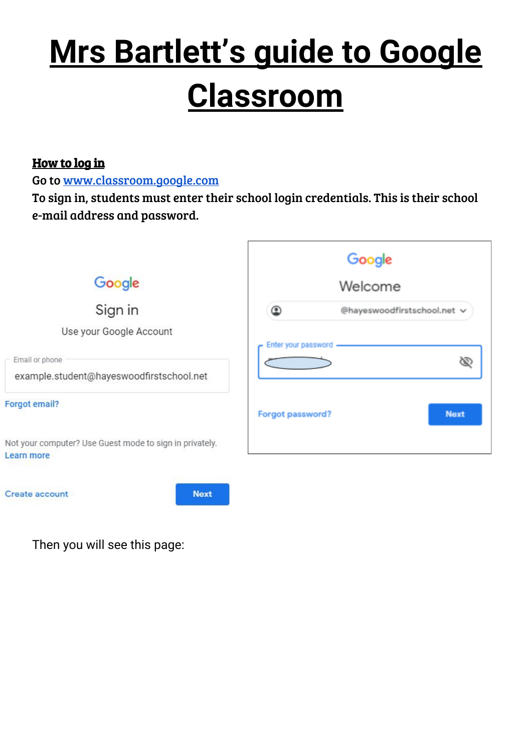# Mrs Bartlett's guide to Google Classroom

**How to log in**

Go to [www.classroom.google.com](http://www.classroom.google.com)

To sign in, students must enter their school login credentials. This is their school e-mail address and password.

Google

Sign in

Use your Google Account

Email or phone

example.student@hayeswoodfirstschool.net

Forgot email?

Not your computer? Use Guest mode to sign in privately.

Learn more

Create account

Next

Google

Welcome

@hayeswoodfirstschool.net

Enter your password

Forgot password?

Next

Then you will see this page: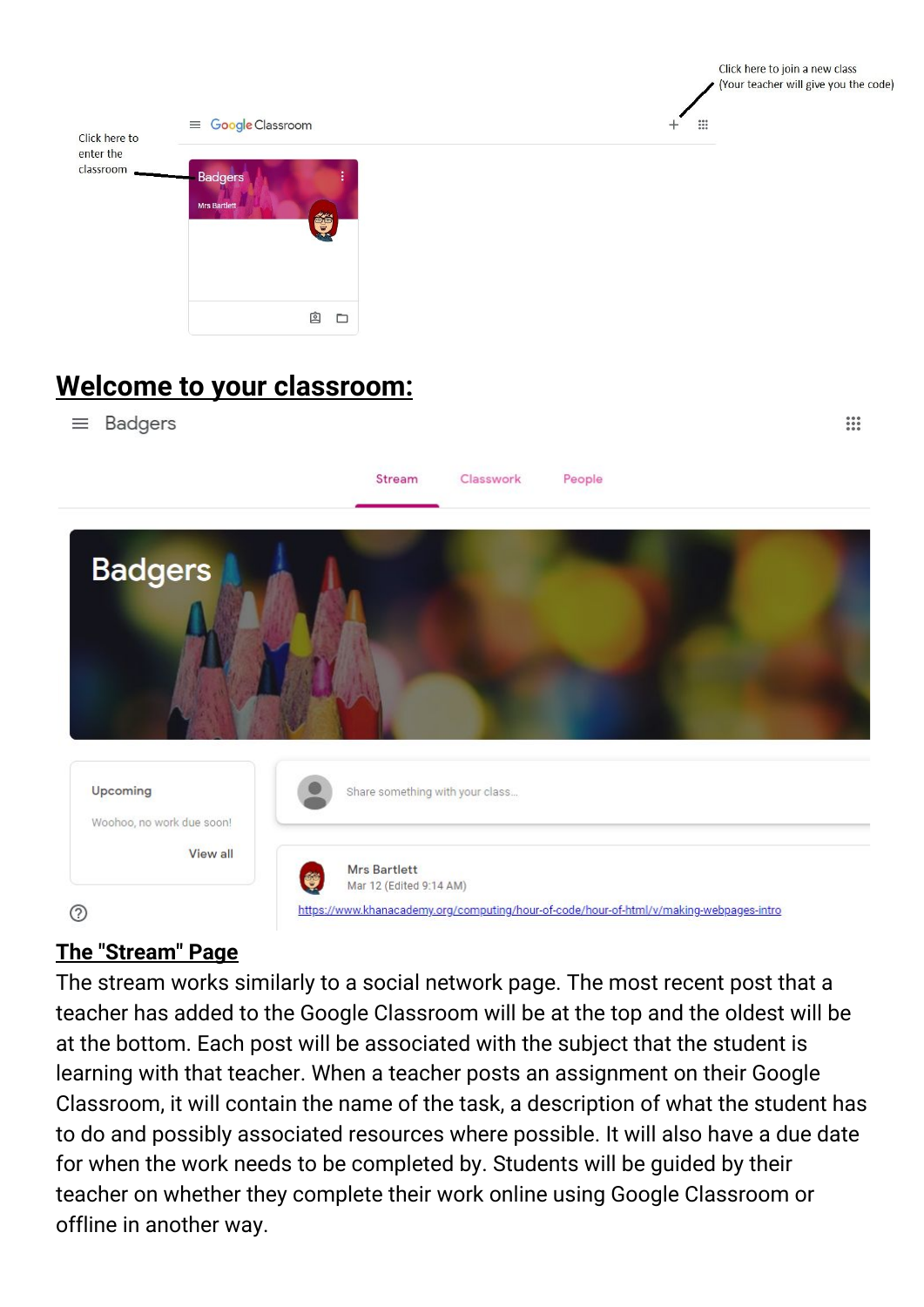Click here to join a new class
(Your teacher will give you the code)

Click here to enter the classroom

Google Classroom

Badgers

Mrs Bartlett

## Welcome to your classroom:

Badgers

Stream Classwork People

Badgers

Upcoming

Woohoo, no work due soon!

View all

Share something with your class...

Mrs Bartlett

Mar 12 (Edited 9:14 AM)

https://www.khanacademy.org/computing/hour-of-code/hour-of-html/v/making-webpages-intro

## The "Stream" Page

The stream works similarly to a social network page. The most recent post that a teacher has added to the Google Classroom will be at the top and the oldest will be at the bottom. Each post will be associated with the subject that the student is learning with that teacher. When a teacher posts an assignment on their Google Classroom, it will contain the name of the task, a description of what the student has to do and possibly associated resources where possible. It will also have a due date for when the work needs to be completed by. Students will be guided by their teacher on whether they complete their work online using Google Classroom or offline in another way.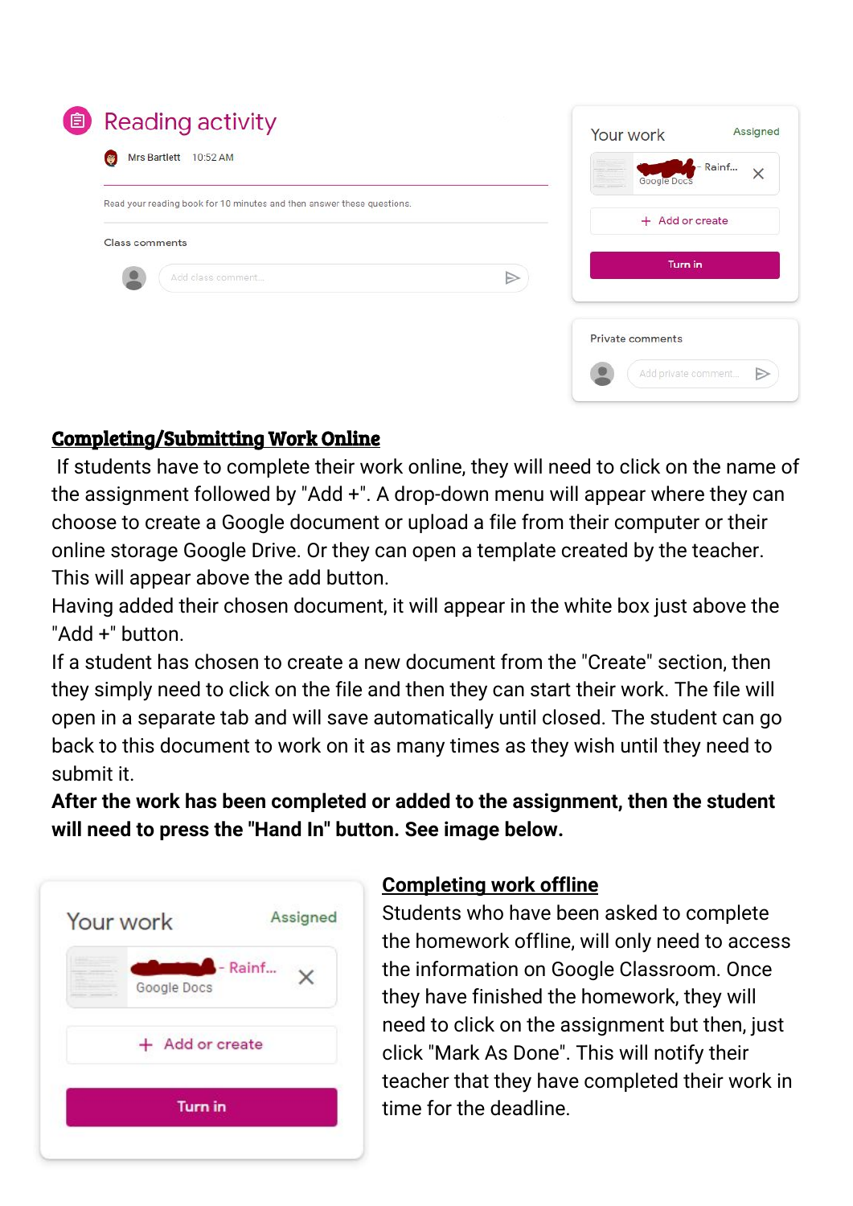Reading activity

Mrs Bartlett 10:52 AM

Read your reading book for 10 minutes and then answer these questions.

Class comments

Add class comment...

Your work Assigned

- Rainf... Google Docs

+ Add or create

Turn in

Private comments

Add private comment...

**Completing/Submitting Work Online**

If students have to complete their work online, they will need to click on the name of the assignment followed by "Add +". A drop-down menu will appear where they can choose to create a Google document or upload a file from their computer or their online storage Google Drive. Or they can open a template created by the teacher. This will appear above the add button.

Having added their chosen document, it will appear in the white box just above the "Add +" button.

If a student has chosen to create a new document from the "Create" section, then they simply need to click on the file and then they can start their work. The file will open in a separate tab and will save automatically until closed. The student can go back to this document to work on it as many times as they wish until they need to submit it.

**After the work has been completed or added to the assignment, then the student will need to press the "Hand In" button. See image below.**

Your work Assigned

- Rainf... Google Docs

+ Add or create

Turn in

**Completing work offline**

Students who have been asked to complete the homework offline, will only need to access the information on Google Classroom. Once they have finished the homework, they will need to click on the assignment but then, just click "Mark As Done". This will notify their teacher that they have completed their work in time for the deadline.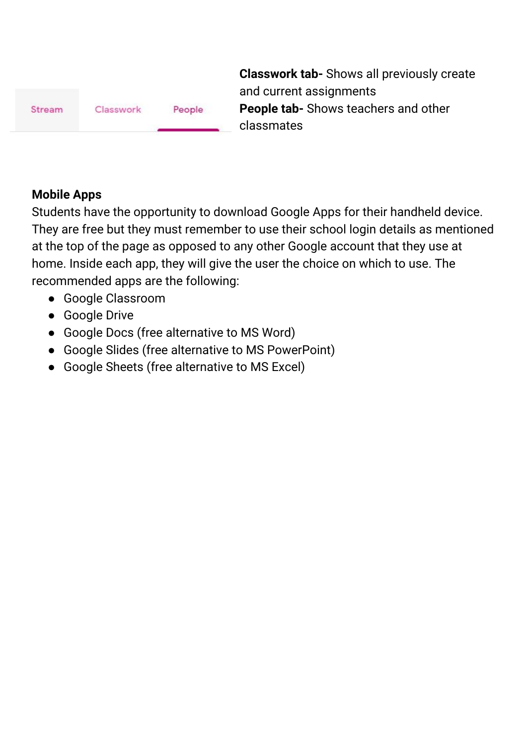Stream Classwork People

**Classwork tab-** Shows all previously create and current assignments
**People tab-** Shows teachers and other classmates

**Mobile Apps**
Students have the opportunity to download Google Apps for their handheld device. They are free but they must remember to use their school login details as mentioned at the top of the page as opposed to any other Google account that they use at home. Inside each app, they will give the user the choice on which to use. The recommended apps are the following:

- Google Classroom
- Google Drive
- Google Docs (free alternative to MS Word)
- Google Slides (free alternative to MS PowerPoint)
- Google Sheets (free alternative to MS Excel)